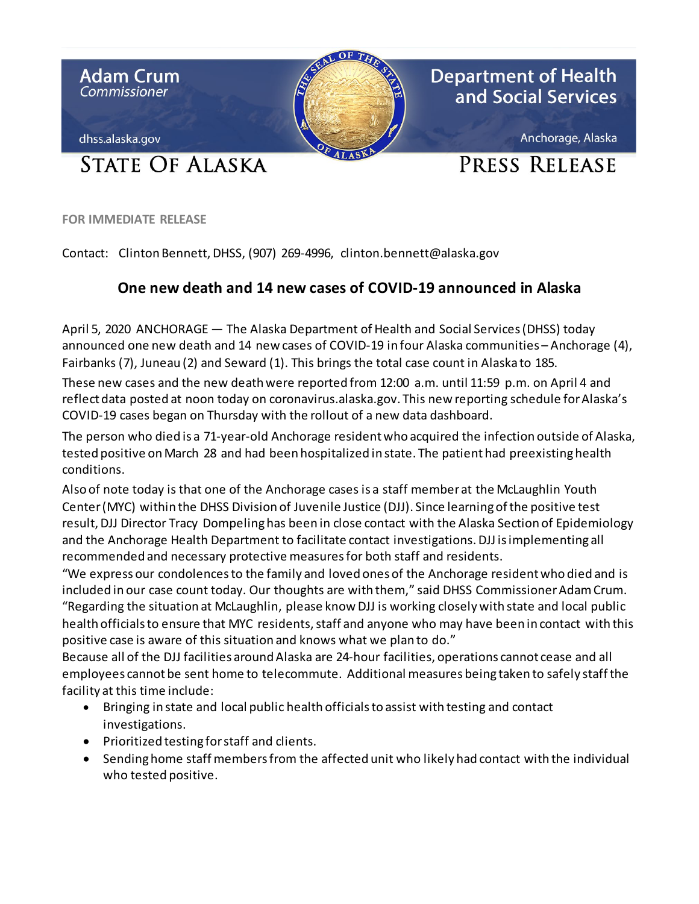Adam Crum
*Commissioner*

dhss.alaska.gov

**Department of Health and Social Services**

Anchorage, Alaska

STATE OF ALASKA

PRESS RELEASE

**FOR IMMEDIATE RELEASE**

Contact: Clinton Bennett, DHSS, (907) 269-4996, clinton.bennett@alaska.gov

## One new death and 14 new cases of COVID-19 announced in Alaska

April 5, 2020 ANCHORAGE — The Alaska Department of Health and Social Services (DHSS) today announced one new death and 14 new cases of COVID-19 in four Alaska communities – Anchorage (4), Fairbanks (7), Juneau (2) and Seward (1). This brings the total case count in Alaska to 185.

These new cases and the new death were reported from 12:00 a.m. until 11:59 p.m. on April 4 and reflect data posted at noon today on coronavirus.alaska.gov. This new reporting schedule for Alaska's COVID-19 cases began on Thursday with the rollout of a new data dashboard.

The person who died is a 71-year-old Anchorage resident who acquired the infection outside of Alaska, tested positive on March 28 and had been hospitalized in state. The patient had preexisting health conditions.

Also of note today is that one of the Anchorage cases is a staff member at the McLaughlin Youth Center (MYC) within the DHSS Division of Juvenile Justice (DJJ). Since learning of the positive test result, DJJ Director Tracy Dompeling has been in close contact with the Alaska Section of Epidemiology and the Anchorage Health Department to facilitate contact investigations. DJJ is implementing all recommended and necessary protective measures for both staff and residents.

"We express our condolences to the family and loved ones of the Anchorage resident who died and is included in our case count today. Our thoughts are with them," said DHSS Commissioner Adam Crum. "Regarding the situation at McLaughlin, please know DJJ is working closely with state and local public health officials to ensure that MYC residents, staff and anyone who may have been in contact with this positive case is aware of this situation and knows what we plan to do."

Because all of the DJJ facilities around Alaska are 24-hour facilities, operations cannot cease and all employees cannot be sent home to telecommute. Additional measures being taken to safely staff the facility at this time include:

- Bringing in state and local public health officials to assist with testing and contact investigations.
- Prioritized testing for staff and clients.
- Sending home staff members from the affected unit who likely had contact with the individual who tested positive.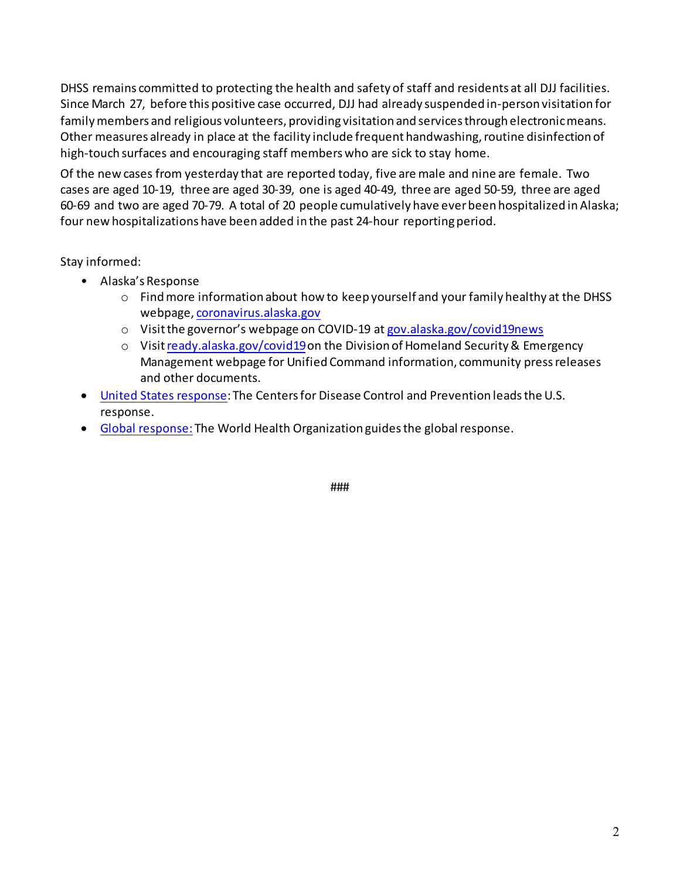DHSS remains committed to protecting the health and safety of staff and residents at all DJJ facilities. Since March 27, before this positive case occurred, DJJ had already suspended in-person visitation for family members and religious volunteers, providing visitation and services through electronic means. Other measures already in place at the facility include frequent handwashing, routine disinfection of high-touch surfaces and encouraging staff members who are sick to stay home.

Of the new cases from yesterday that are reported today, five are male and nine are female. Two cases are aged 10-19, three are aged 30-39, one is aged 40-49, three are aged 50-59, three are aged 60-69 and two are aged 70-79. A total of 20 people cumulatively have ever been hospitalized in Alaska; four new hospitalizations have been added in the past 24-hour reporting period.

Stay informed:

- Alaska's Response
  - Find more information about how to keep yourself and your family healthy at the DHSS webpage, coronavirus.alaska.gov
  - Visit the governor's webpage on COVID-19 at gov.alaska.gov/covid19news
  - Visit ready.alaska.gov/covid19 on the Division of Homeland Security & Emergency Management webpage for Unified Command information, community press releases and other documents.
- United States response: The Centers for Disease Control and Prevention leads the U.S. response.
- Global response: The World Health Organization guides the global response.

###